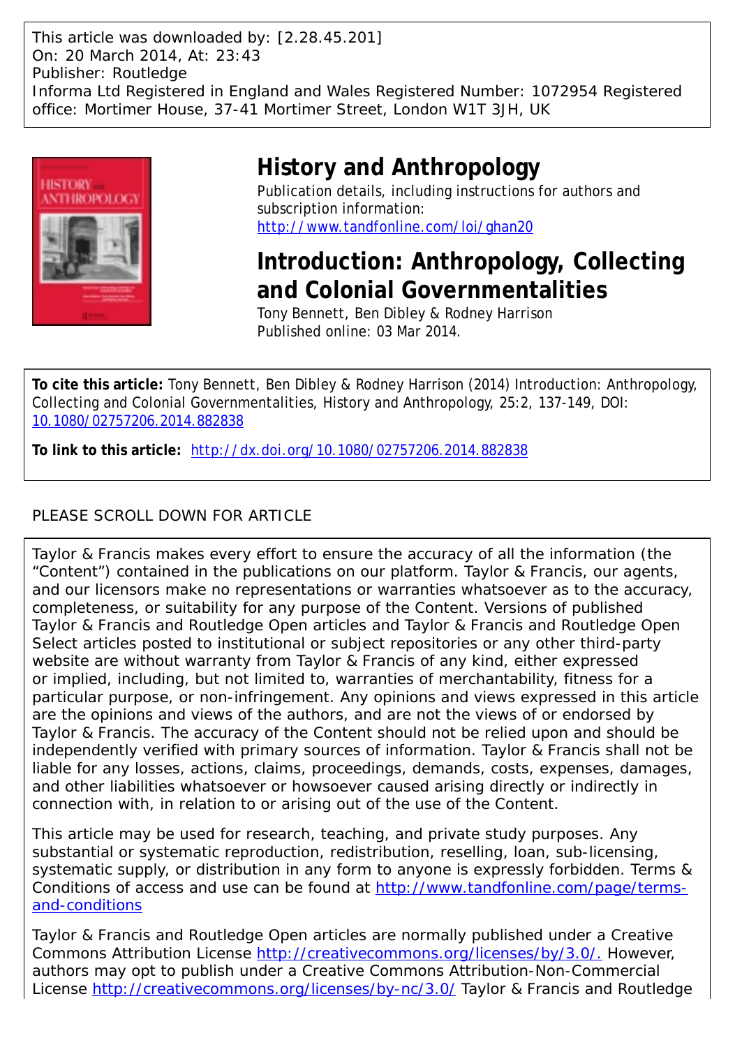This article was downloaded by: [2.28.45.201]
On: 20 March 2014, At: 23:43
Publisher: Routledge
Informa Ltd Registered in England and Wales Registered Number: 1072954 Registered office: Mortimer House, 37-41 Mortimer Street, London W1T 3JH, UK

# History and Anthropology

Publication details, including instructions for authors and subscription information:
http://www.tandfonline.com/loi/ghan20

# Introduction: Anthropology, Collecting and Colonial Governmentalities

Tony Bennett, Ben Dibley & Rodney Harrison
Published online: 03 Mar 2014.

**To cite this article:** Tony Bennett, Ben Dibley & Rodney Harrison (2014) Introduction: Anthropology, Collecting and Colonial Governmentalities, History and Anthropology, 25:2, 137-149, DOI: 10.1080/02757206.2014.882838

**To link to this article:** http://dx.doi.org/10.1080/02757206.2014.882838

PLEASE SCROLL DOWN FOR ARTICLE

Taylor & Francis makes every effort to ensure the accuracy of all the information (the "Content") contained in the publications on our platform. Taylor & Francis, our agents, and our licensors make no representations or warranties whatsoever as to the accuracy, completeness, or suitability for any purpose of the Content. Versions of published Taylor & Francis and Routledge Open articles and Taylor & Francis and Routledge Open Select articles posted to institutional or subject repositories or any other third-party website are without warranty from Taylor & Francis of any kind, either expressed or implied, including, but not limited to, warranties of merchantability, fitness for a particular purpose, or non-infringement. Any opinions and views expressed in this article are the opinions and views of the authors, and are not the views of or endorsed by Taylor & Francis. The accuracy of the Content should not be relied upon and should be independently verified with primary sources of information. Taylor & Francis shall not be liable for any losses, actions, claims, proceedings, demands, costs, expenses, damages, and other liabilities whatsoever or howsoever caused arising directly or indirectly in connection with, in relation to or arising out of the use of the Content.

This article may be used for research, teaching, and private study purposes. Any substantial or systematic reproduction, redistribution, reselling, loan, sub-licensing, systematic supply, or distribution in any form to anyone is expressly forbidden. Terms & Conditions of access and use can be found at http://www.tandfonline.com/page/terms-and-conditions

Taylor & Francis and Routledge Open articles are normally published under a Creative Commons Attribution License http://creativecommons.org/licenses/by/3.0/. However, authors may opt to publish under a Creative Commons Attribution-Non-Commercial License http://creativecommons.org/licenses/by-nc/3.0/ Taylor & Francis and Routledge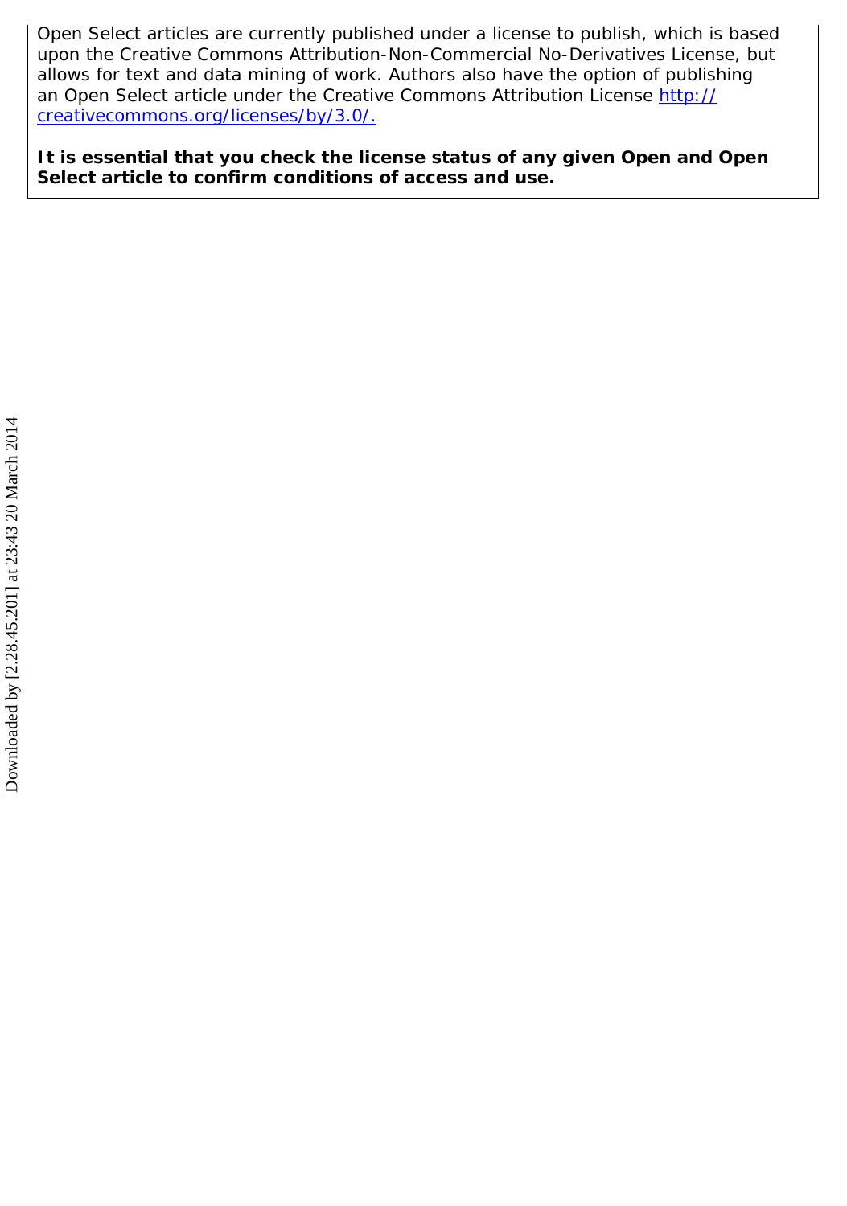Open Select articles are currently published under a license to publish, which is based upon the Creative Commons Attribution-Non-Commercial No-Derivatives License, but allows for text and data mining of work. Authors also have the option of publishing an Open Select article under the Creative Commons Attribution License http://creativecommons.org/licenses/by/3.0/.

**It is essential that you check the license status of any given Open and Open Select article to confirm conditions of access and use.**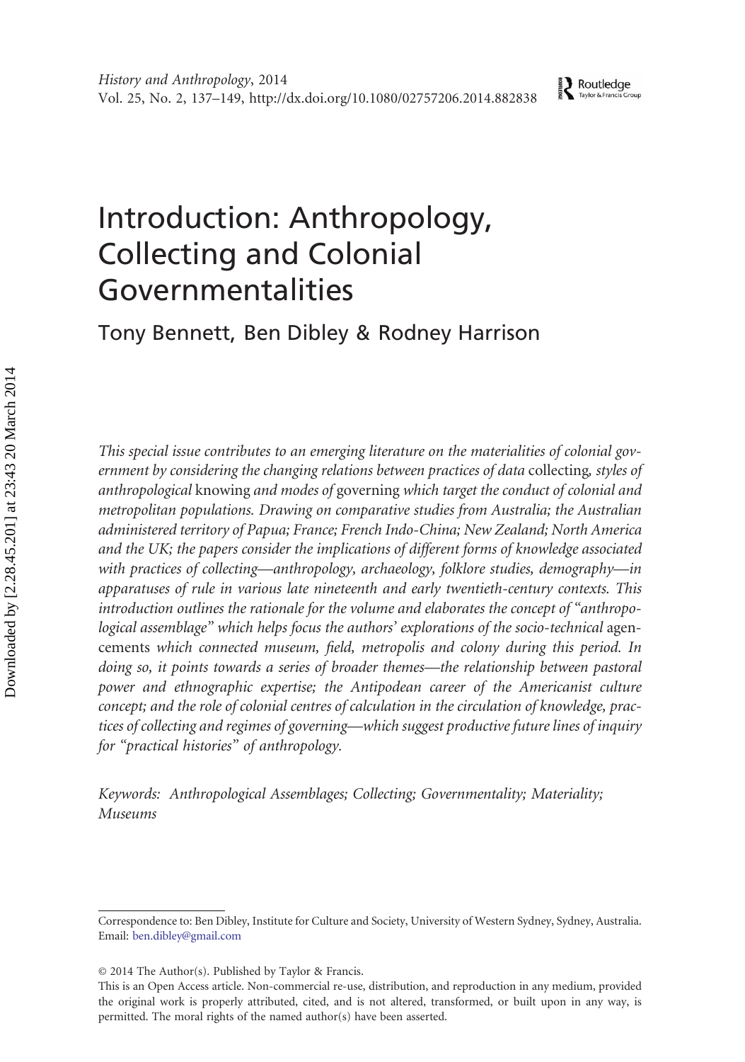# Introduction: Anthropology, Collecting and Colonial Governmentalities

## Tony Bennett, Ben Dibley & Rodney Harrison

*This special issue contributes to an emerging literature on the materialities of colonial government by considering the changing relations between practices of data* collecting*, styles of anthropological* knowing *and modes of* governing *which target the conduct of colonial and metropolitan populations. Drawing on comparative studies from Australia; the Australian administered territory of Papua; France; French Indo-China; New Zealand; North America and the UK; the papers consider the implications of different forms of knowledge associated with practices of collecting—anthropology, archaeology, folklore studies, demography—in apparatuses of rule in various late nineteenth and early twentieth-century contexts. This introduction outlines the rationale for the volume and elaborates the concept of "anthropological assemblage" which helps focus the authors' explorations of the socio-technical* agencements *which connected museum, field, metropolis and colony during this period. In doing so, it points towards a series of broader themes—the relationship between pastoral power and ethnographic expertise; the Antipodean career of the Americanist culture concept; and the role of colonial centres of calculation in the circulation of knowledge, practices of collecting and regimes of governing—which suggest productive future lines of inquiry for "practical histories" of anthropology.*

*Keywords: Anthropological Assemblages; Collecting; Governmentality; Materiality; Museums*

Correspondence to: Ben Dibley, Institute for Culture and Society, University of Western Sydney, Sydney, Australia. Email: ben.dibley@gmail.com

© 2014 The Author(s). Published by Taylor & Francis.

This is an Open Access article. Non-commercial re-use, distribution, and reproduction in any medium, provided the original work is properly attributed, cited, and is not altered, transformed, or built upon in any way, is permitted. The moral rights of the named author(s) have been asserted.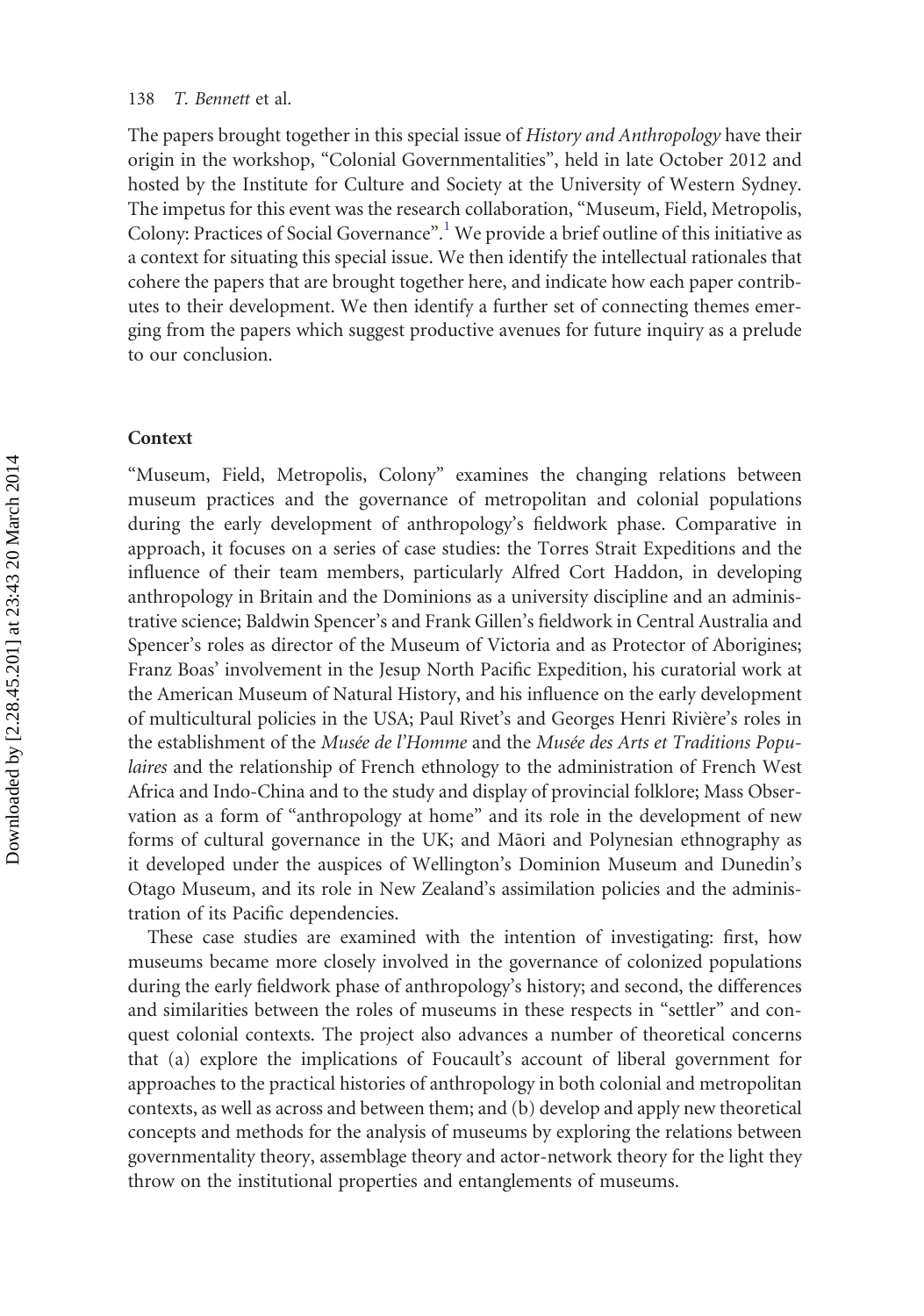The papers brought together in this special issue of *History and Anthropology* have their origin in the workshop, "Colonial Governmentalities", held in late October 2012 and hosted by the Institute for Culture and Society at the University of Western Sydney. The impetus for this event was the research collaboration, "Museum, Field, Metropolis, Colony: Practices of Social Governance".[1] We provide a brief outline of this initiative as a context for situating this special issue. We then identify the intellectual rationales that cohere the papers that are brought together here, and indicate how each paper contributes to their development. We then identify a further set of connecting themes emerging from the papers which suggest productive avenues for future inquiry as a prelude to our conclusion.

## Context

"Museum, Field, Metropolis, Colony" examines the changing relations between museum practices and the governance of metropolitan and colonial populations during the early development of anthropology's fieldwork phase. Comparative in approach, it focuses on a series of case studies: the Torres Strait Expeditions and the influence of their team members, particularly Alfred Cort Haddon, in developing anthropology in Britain and the Dominions as a university discipline and an administrative science; Baldwin Spencer's and Frank Gillen's fieldwork in Central Australia and Spencer's roles as director of the Museum of Victoria and as Protector of Aborigines; Franz Boas' involvement in the Jesup North Pacific Expedition, his curatorial work at the American Museum of Natural History, and his influence on the early development of multicultural policies in the USA; Paul Rivet's and Georges Henri Rivière's roles in the establishment of the *Musée de l'Homme* and the *Musée des Arts et Traditions Populaires* and the relationship of French ethnology to the administration of French West Africa and Indo-China and to the study and display of provincial folklore; Mass Observation as a form of "anthropology at home" and its role in the development of new forms of cultural governance in the UK; and Māori and Polynesian ethnography as it developed under the auspices of Wellington's Dominion Museum and Dunedin's Otago Museum, and its role in New Zealand's assimilation policies and the administration of its Pacific dependencies.

These case studies are examined with the intention of investigating: first, how museums became more closely involved in the governance of colonized populations during the early fieldwork phase of anthropology's history; and second, the differences and similarities between the roles of museums in these respects in "settler" and conquest colonial contexts. The project also advances a number of theoretical concerns that (a) explore the implications of Foucault's account of liberal government for approaches to the practical histories of anthropology in both colonial and metropolitan contexts, as well as across and between them; and (b) develop and apply new theoretical concepts and methods for the analysis of museums by exploring the relations between governmentality theory, assemblage theory and actor-network theory for the light they throw on the institutional properties and entanglements of museums.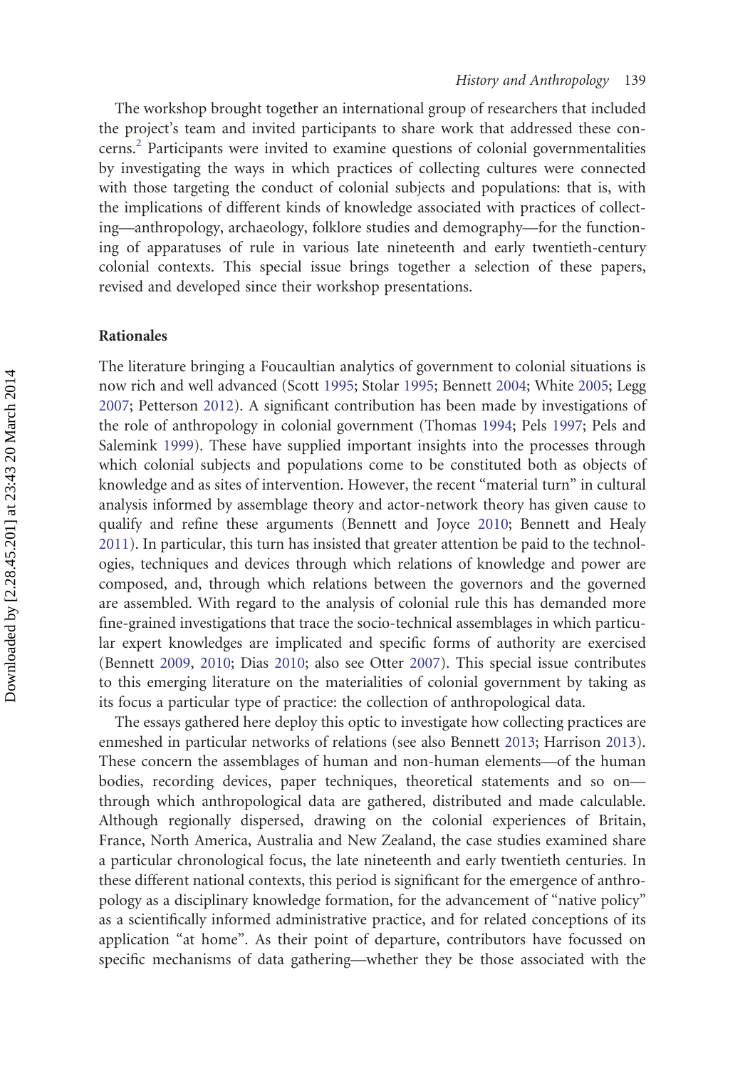The workshop brought together an international group of researchers that included the project's team and invited participants to share work that addressed these concerns.[2] Participants were invited to examine questions of colonial governmentalities by investigating the ways in which practices of collecting cultures were connected with those targeting the conduct of colonial subjects and populations: that is, with the implications of different kinds of knowledge associated with practices of collecting—anthropology, archaeology, folklore studies and demography—for the functioning of apparatuses of rule in various late nineteenth and early twentieth-century colonial contexts. This special issue brings together a selection of these papers, revised and developed since their workshop presentations.

## Rationales

The literature bringing a Foucaultian analytics of government to colonial situations is now rich and well advanced (Scott 1995; Stolar 1995; Bennett 2004; White 2005; Legg 2007; Petterson 2012). A significant contribution has been made by investigations of the role of anthropology in colonial government (Thomas 1994; Pels 1997; Pels and Salemink 1999). These have supplied important insights into the processes through which colonial subjects and populations come to be constituted both as objects of knowledge and as sites of intervention. However, the recent "material turn" in cultural analysis informed by assemblage theory and actor-network theory has given cause to qualify and refine these arguments (Bennett and Joyce 2010; Bennett and Healy 2011). In particular, this turn has insisted that greater attention be paid to the technologies, techniques and devices through which relations of knowledge and power are composed, and, through which relations between the governors and the governed are assembled. With regard to the analysis of colonial rule this has demanded more fine-grained investigations that trace the socio-technical assemblages in which particular expert knowledges are implicated and specific forms of authority are exercised (Bennett 2009, 2010; Dias 2010; also see Otter 2007). This special issue contributes to this emerging literature on the materialities of colonial government by taking as its focus a particular type of practice: the collection of anthropological data.

The essays gathered here deploy this optic to investigate how collecting practices are enmeshed in particular networks of relations (see also Bennett 2013; Harrison 2013). These concern the assemblages of human and non-human elements—of the human bodies, recording devices, paper techniques, theoretical statements and so on—through which anthropological data are gathered, distributed and made calculable. Although regionally dispersed, drawing on the colonial experiences of Britain, France, North America, Australia and New Zealand, the case studies examined share a particular chronological focus, the late nineteenth and early twentieth centuries. In these different national contexts, this period is significant for the emergence of anthropology as a disciplinary knowledge formation, for the advancement of "native policy" as a scientifically informed administrative practice, and for related conceptions of its application "at home". As their point of departure, contributors have focussed on specific mechanisms of data gathering—whether they be those associated with the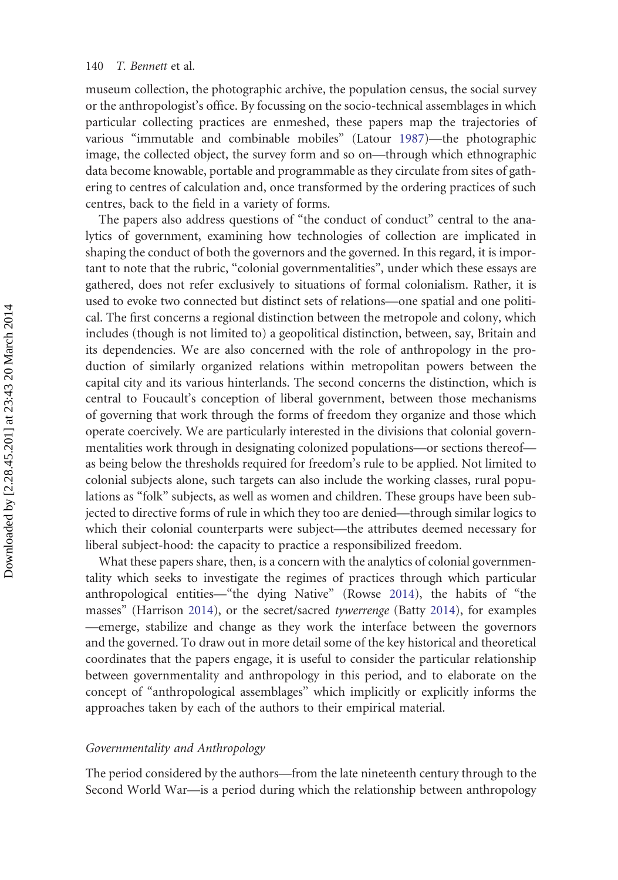museum collection, the photographic archive, the population census, the social survey or the anthropologist's office. By focussing on the socio-technical assemblages in which particular collecting practices are enmeshed, these papers map the trajectories of various "immutable and combinable mobiles" (Latour 1987)—the photographic image, the collected object, the survey form and so on—through which ethnographic data become knowable, portable and programmable as they circulate from sites of gathering to centres of calculation and, once transformed by the ordering practices of such centres, back to the field in a variety of forms.

The papers also address questions of "the conduct of conduct" central to the analytics of government, examining how technologies of collection are implicated in shaping the conduct of both the governors and the governed. In this regard, it is important to note that the rubric, "colonial governmentalities", under which these essays are gathered, does not refer exclusively to situations of formal colonialism. Rather, it is used to evoke two connected but distinct sets of relations—one spatial and one political. The first concerns a regional distinction between the metropole and colony, which includes (though is not limited to) a geopolitical distinction, between, say, Britain and its dependencies. We are also concerned with the role of anthropology in the production of similarly organized relations within metropolitan powers between the capital city and its various hinterlands. The second concerns the distinction, which is central to Foucault's conception of liberal government, between those mechanisms of governing that work through the forms of freedom they organize and those which operate coercively. We are particularly interested in the divisions that colonial governmentalities work through in designating colonized populations—or sections thereof—as being below the thresholds required for freedom's rule to be applied. Not limited to colonial subjects alone, such targets can also include the working classes, rural populations as "folk" subjects, as well as women and children. These groups have been subjected to directive forms of rule in which they too are denied—through similar logics to which their colonial counterparts were subject—the attributes deemed necessary for liberal subject-hood: the capacity to practice a responsibilized freedom.

What these papers share, then, is a concern with the analytics of colonial governmentality which seeks to investigate the regimes of practices through which particular anthropological entities—"the dying Native" (Rowse 2014), the habits of "the masses" (Harrison 2014), or the secret/sacred *tywerrenge* (Batty 2014), for examples—emerge, stabilize and change as they work the interface between the governors and the governed. To draw out in more detail some of the key historical and theoretical coordinates that the papers engage, it is useful to consider the particular relationship between governmentality and anthropology in this period, and to elaborate on the concept of "anthropological assemblages" which implicitly or explicitly informs the approaches taken by each of the authors to their empirical material.

### *Governmentality and Anthropology*

The period considered by the authors—from the late nineteenth century through to the Second World War—is a period during which the relationship between anthropology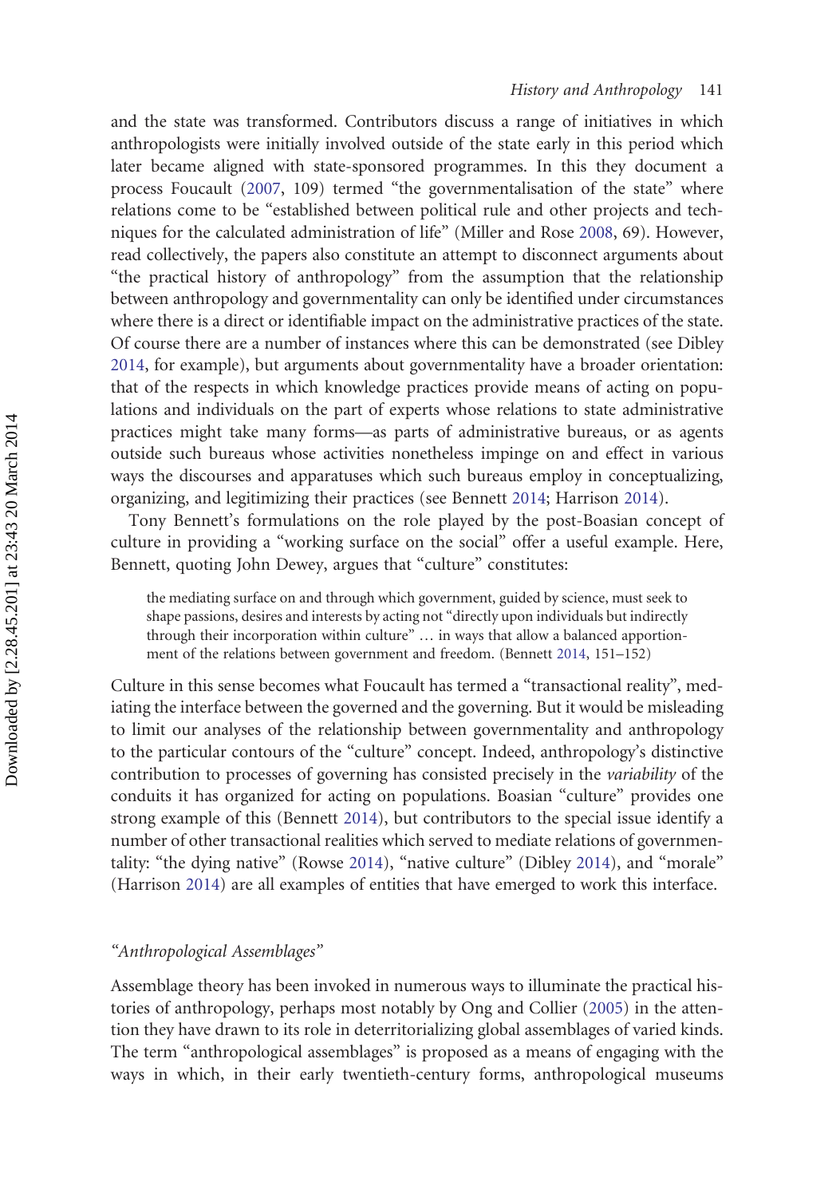and the state was transformed. Contributors discuss a range of initiatives in which anthropologists were initially involved outside of the state early in this period which later became aligned with state-sponsored programmes. In this they document a process Foucault (2007, 109) termed "the governmentalisation of the state" where relations come to be "established between political rule and other projects and techniques for the calculated administration of life" (Miller and Rose 2008, 69). However, read collectively, the papers also constitute an attempt to disconnect arguments about "the practical history of anthropology" from the assumption that the relationship between anthropology and governmentality can only be identified under circumstances where there is a direct or identifiable impact on the administrative practices of the state. Of course there are a number of instances where this can be demonstrated (see Dibley 2014, for example), but arguments about governmentality have a broader orientation: that of the respects in which knowledge practices provide means of acting on populations and individuals on the part of experts whose relations to state administrative practices might take many forms—as parts of administrative bureaus, or as agents outside such bureaus whose activities nonetheless impinge on and effect in various ways the discourses and apparatuses which such bureaus employ in conceptualizing, organizing, and legitimizing their practices (see Bennett 2014; Harrison 2014).

Tony Bennett's formulations on the role played by the post-Boasian concept of culture in providing a "working surface on the social" offer a useful example. Here, Bennett, quoting John Dewey, argues that "culture" constitutes:

> the mediating surface on and through which government, guided by science, must seek to shape passions, desires and interests by acting not "directly upon individuals but indirectly through their incorporation within culture" … in ways that allow a balanced apportionment of the relations between government and freedom. (Bennett 2014, 151–152)

Culture in this sense becomes what Foucault has termed a "transactional reality", mediating the interface between the governed and the governing. But it would be misleading to limit our analyses of the relationship between governmentality and anthropology to the particular contours of the "culture" concept. Indeed, anthropology's distinctive contribution to processes of governing has consisted precisely in the *variability* of the conduits it has organized for acting on populations. Boasian "culture" provides one strong example of this (Bennett 2014), but contributors to the special issue identify a number of other transactional realities which served to mediate relations of governmentality: "the dying native" (Rowse 2014), "native culture" (Dibley 2014), and "morale" (Harrison 2014) are all examples of entities that have emerged to work this interface.

### *"Anthropological Assemblages"*

Assemblage theory has been invoked in numerous ways to illuminate the practical histories of anthropology, perhaps most notably by Ong and Collier (2005) in the attention they have drawn to its role in deterritorializing global assemblages of varied kinds. The term "anthropological assemblages" is proposed as a means of engaging with the ways in which, in their early twentieth-century forms, anthropological museums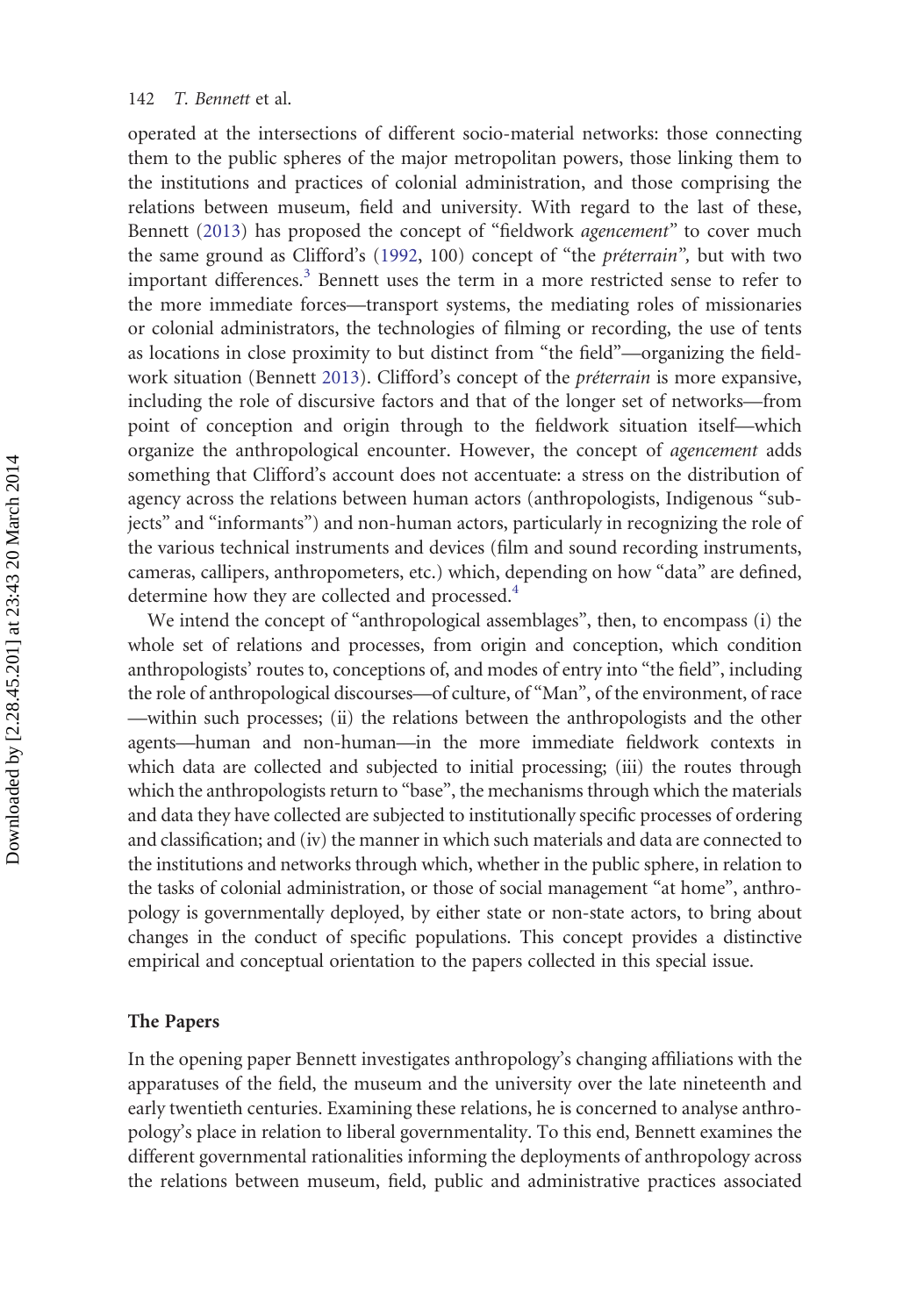operated at the intersections of different socio-material networks: those connecting them to the public spheres of the major metropolitan powers, those linking them to the institutions and practices of colonial administration, and those comprising the relations between museum, field and university. With regard to the last of these, Bennett (2013) has proposed the concept of "fieldwork *agencement*" to cover much the same ground as Clifford's (1992, 100) concept of "the *préterrain*", but with two important differences.[3] Bennett uses the term in a more restricted sense to refer to the more immediate forces—transport systems, the mediating roles of missionaries or colonial administrators, the technologies of filming or recording, the use of tents as locations in close proximity to but distinct from "the field"—organizing the fieldwork situation (Bennett 2013). Clifford's concept of the *préterrain* is more expansive, including the role of discursive factors and that of the longer set of networks—from point of conception and origin through to the fieldwork situation itself—which organize the anthropological encounter. However, the concept of *agencement* adds something that Clifford's account does not accentuate: a stress on the distribution of agency across the relations between human actors (anthropologists, Indigenous "subjects" and "informants") and non-human actors, particularly in recognizing the role of the various technical instruments and devices (film and sound recording instruments, cameras, callipers, anthropometers, etc.) which, depending on how "data" are defined, determine how they are collected and processed.[4]

We intend the concept of "anthropological assemblages", then, to encompass (i) the whole set of relations and processes, from origin and conception, which condition anthropologists' routes to, conceptions of, and modes of entry into "the field", including the role of anthropological discourses—of culture, of "Man", of the environment, of race—within such processes; (ii) the relations between the anthropologists and the other agents—human and non-human—in the more immediate fieldwork contexts in which data are collected and subjected to initial processing; (iii) the routes through which the anthropologists return to "base", the mechanisms through which the materials and data they have collected are subjected to institutionally specific processes of ordering and classification; and (iv) the manner in which such materials and data are connected to the institutions and networks through which, whether in the public sphere, in relation to the tasks of colonial administration, or those of social management "at home", anthropology is governmentally deployed, by either state or non-state actors, to bring about changes in the conduct of specific populations. This concept provides a distinctive empirical and conceptual orientation to the papers collected in this special issue.

### The Papers

In the opening paper Bennett investigates anthropology's changing affiliations with the apparatuses of the field, the museum and the university over the late nineteenth and early twentieth centuries. Examining these relations, he is concerned to analyse anthropology's place in relation to liberal governmentality. To this end, Bennett examines the different governmental rationalities informing the deployments of anthropology across the relations between museum, field, public and administrative practices associated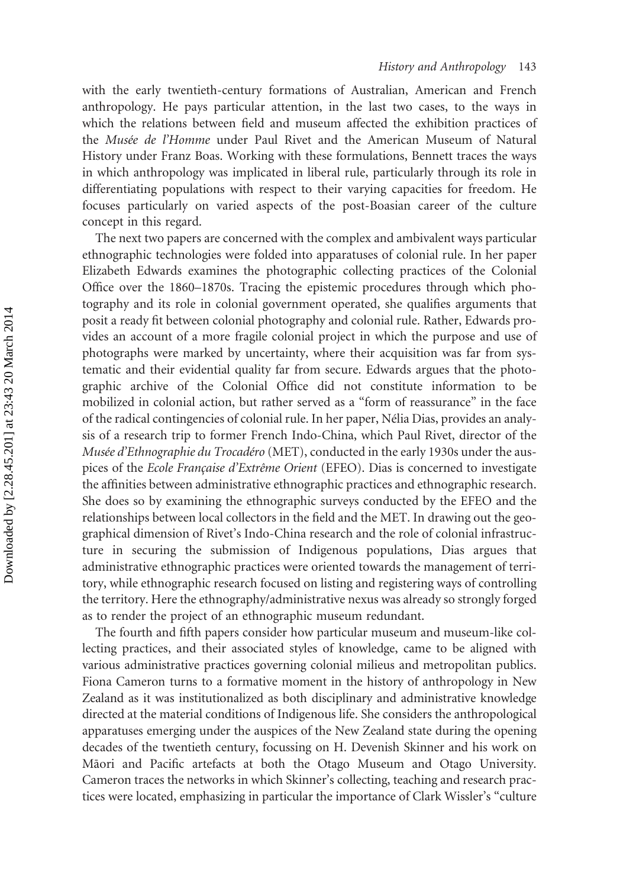with the early twentieth-century formations of Australian, American and French anthropology. He pays particular attention, in the last two cases, to the ways in which the relations between field and museum affected the exhibition practices of the *Musée de l'Homme* under Paul Rivet and the American Museum of Natural History under Franz Boas. Working with these formulations, Bennett traces the ways in which anthropology was implicated in liberal rule, particularly through its role in differentiating populations with respect to their varying capacities for freedom. He focuses particularly on varied aspects of the post-Boasian career of the culture concept in this regard.

The next two papers are concerned with the complex and ambivalent ways particular ethnographic technologies were folded into apparatuses of colonial rule. In her paper Elizabeth Edwards examines the photographic collecting practices of the Colonial Office over the 1860–1870s. Tracing the epistemic procedures through which photography and its role in colonial government operated, she qualifies arguments that posit a ready fit between colonial photography and colonial rule. Rather, Edwards provides an account of a more fragile colonial project in which the purpose and use of photographs were marked by uncertainty, where their acquisition was far from systematic and their evidential quality far from secure. Edwards argues that the photographic archive of the Colonial Office did not constitute information to be mobilized in colonial action, but rather served as a "form of reassurance" in the face of the radical contingencies of colonial rule. In her paper, Nélia Dias, provides an analysis of a research trip to former French Indo-China, which Paul Rivet, director of the *Musée d'Ethnographie du Trocadéro* (MET), conducted in the early 1930s under the auspices of the *Ecole Française d'Extrême Orient* (EFEO). Dias is concerned to investigate the affinities between administrative ethnographic practices and ethnographic research. She does so by examining the ethnographic surveys conducted by the EFEO and the relationships between local collectors in the field and the MET. In drawing out the geographical dimension of Rivet's Indo-China research and the role of colonial infrastructure in securing the submission of Indigenous populations, Dias argues that administrative ethnographic practices were oriented towards the management of territory, while ethnographic research focused on listing and registering ways of controlling the territory. Here the ethnography/administrative nexus was already so strongly forged as to render the project of an ethnographic museum redundant.

The fourth and fifth papers consider how particular museum and museum-like collecting practices, and their associated styles of knowledge, came to be aligned with various administrative practices governing colonial milieus and metropolitan publics. Fiona Cameron turns to a formative moment in the history of anthropology in New Zealand as it was institutionalized as both disciplinary and administrative knowledge directed at the material conditions of Indigenous life. She considers the anthropological apparatuses emerging under the auspices of the New Zealand state during the opening decades of the twentieth century, focussing on H. Devenish Skinner and his work on Māori and Pacific artefacts at both the Otago Museum and Otago University. Cameron traces the networks in which Skinner's collecting, teaching and research practices were located, emphasizing in particular the importance of Clark Wissler's "culture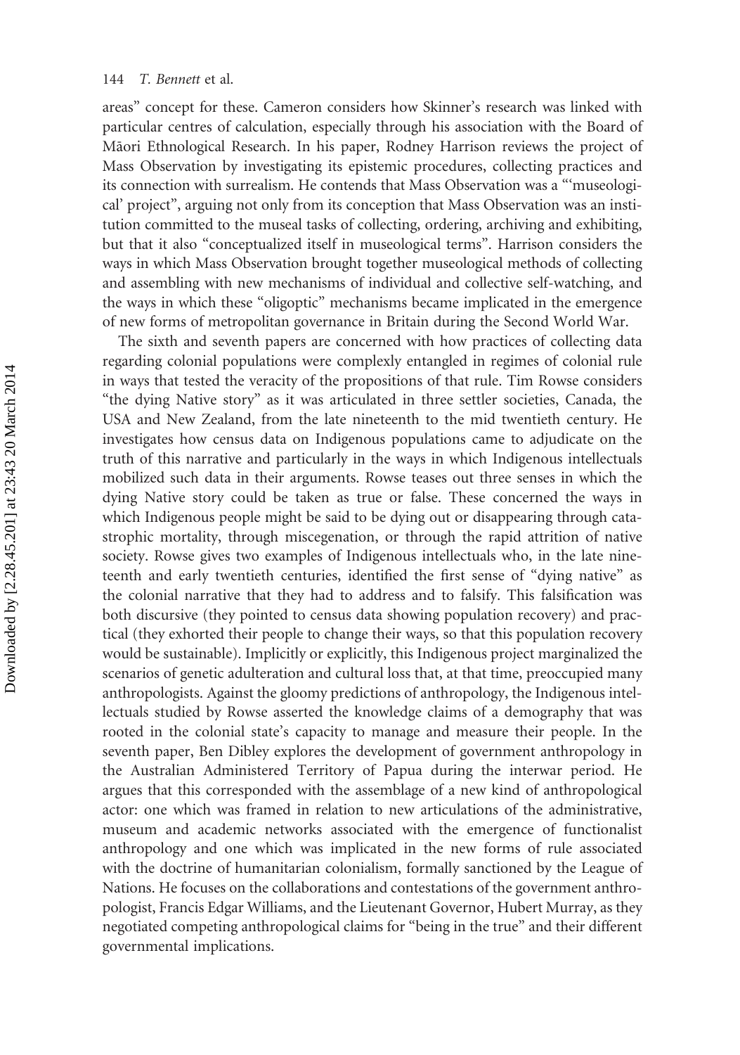areas" concept for these. Cameron considers how Skinner's research was linked with particular centres of calculation, especially through his association with the Board of Māori Ethnological Research. In his paper, Rodney Harrison reviews the project of Mass Observation by investigating its epistemic procedures, collecting practices and its connection with surrealism. He contends that Mass Observation was a "'museological' project", arguing not only from its conception that Mass Observation was an institution committed to the museal tasks of collecting, ordering, archiving and exhibiting, but that it also "conceptualized itself in museological terms". Harrison considers the ways in which Mass Observation brought together museological methods of collecting and assembling with new mechanisms of individual and collective self-watching, and the ways in which these "oligoptic" mechanisms became implicated in the emergence of new forms of metropolitan governance in Britain during the Second World War.

The sixth and seventh papers are concerned with how practices of collecting data regarding colonial populations were complexly entangled in regimes of colonial rule in ways that tested the veracity of the propositions of that rule. Tim Rowse considers "the dying Native story" as it was articulated in three settler societies, Canada, the USA and New Zealand, from the late nineteenth to the mid twentieth century. He investigates how census data on Indigenous populations came to adjudicate on the truth of this narrative and particularly in the ways in which Indigenous intellectuals mobilized such data in their arguments. Rowse teases out three senses in which the dying Native story could be taken as true or false. These concerned the ways in which Indigenous people might be said to be dying out or disappearing through catastrophic mortality, through miscegenation, or through the rapid attrition of native society. Rowse gives two examples of Indigenous intellectuals who, in the late nineteenth and early twentieth centuries, identified the first sense of "dying native" as the colonial narrative that they had to address and to falsify. This falsification was both discursive (they pointed to census data showing population recovery) and practical (they exhorted their people to change their ways, so that this population recovery would be sustainable). Implicitly or explicitly, this Indigenous project marginalized the scenarios of genetic adulteration and cultural loss that, at that time, preoccupied many anthropologists. Against the gloomy predictions of anthropology, the Indigenous intellectuals studied by Rowse asserted the knowledge claims of a demography that was rooted in the colonial state's capacity to manage and measure their people. In the seventh paper, Ben Dibley explores the development of government anthropology in the Australian Administered Territory of Papua during the interwar period. He argues that this corresponded with the assemblage of a new kind of anthropological actor: one which was framed in relation to new articulations of the administrative, museum and academic networks associated with the emergence of functionalist anthropology and one which was implicated in the new forms of rule associated with the doctrine of humanitarian colonialism, formally sanctioned by the League of Nations. He focuses on the collaborations and contestations of the government anthropologist, Francis Edgar Williams, and the Lieutenant Governor, Hubert Murray, as they negotiated competing anthropological claims for "being in the true" and their different governmental implications.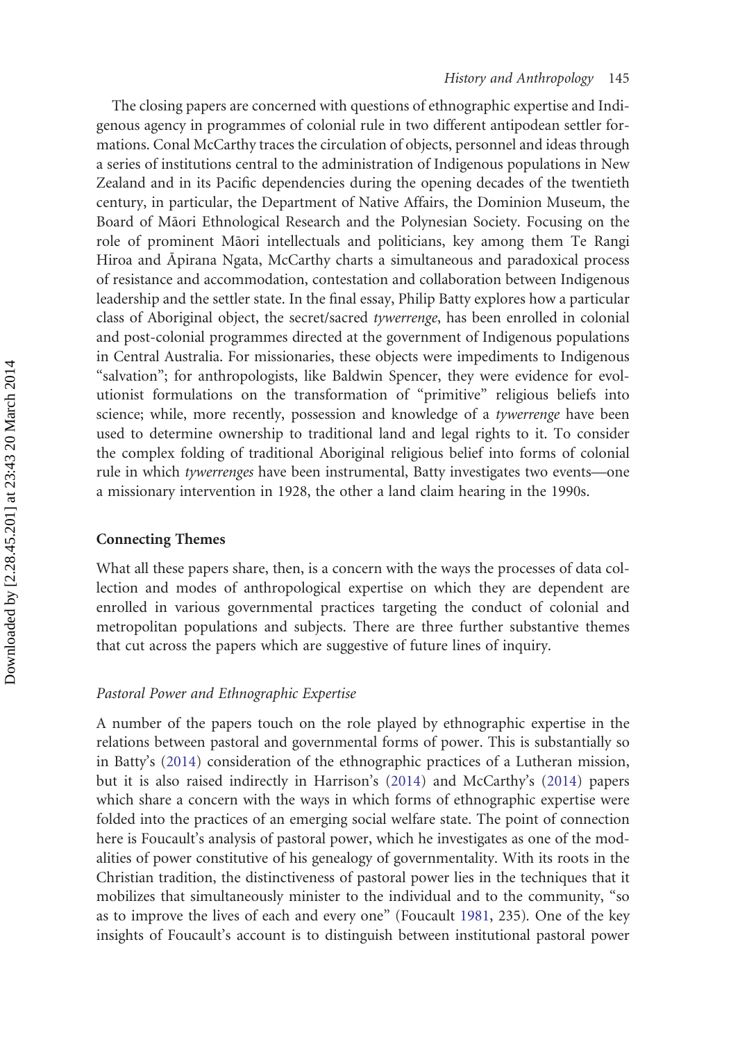The closing papers are concerned with questions of ethnographic expertise and Indigenous agency in programmes of colonial rule in two different antipodean settler formations. Conal McCarthy traces the circulation of objects, personnel and ideas through a series of institutions central to the administration of Indigenous populations in New Zealand and in its Pacific dependencies during the opening decades of the twentieth century, in particular, the Department of Native Affairs, the Dominion Museum, the Board of Māori Ethnological Research and the Polynesian Society. Focusing on the role of prominent Māori intellectuals and politicians, key among them Te Rangi Hiroa and Āpirana Ngata, McCarthy charts a simultaneous and paradoxical process of resistance and accommodation, contestation and collaboration between Indigenous leadership and the settler state. In the final essay, Philip Batty explores how a particular class of Aboriginal object, the secret/sacred *tywerrenge*, has been enrolled in colonial and post-colonial programmes directed at the government of Indigenous populations in Central Australia. For missionaries, these objects were impediments to Indigenous "salvation"; for anthropologists, like Baldwin Spencer, they were evidence for evolutionist formulations on the transformation of "primitive" religious beliefs into science; while, more recently, possession and knowledge of a *tywerrenge* have been used to determine ownership to traditional land and legal rights to it. To consider the complex folding of traditional Aboriginal religious belief into forms of colonial rule in which *tywerrenges* have been instrumental, Batty investigates two events—one a missionary intervention in 1928, the other a land claim hearing in the 1990s.

## Connecting Themes

What all these papers share, then, is a concern with the ways the processes of data collection and modes of anthropological expertise on which they are dependent are enrolled in various governmental practices targeting the conduct of colonial and metropolitan populations and subjects. There are three further substantive themes that cut across the papers which are suggestive of future lines of inquiry.

### *Pastoral Power and Ethnographic Expertise*

A number of the papers touch on the role played by ethnographic expertise in the relations between pastoral and governmental forms of power. This is substantially so in Batty's (2014) consideration of the ethnographic practices of a Lutheran mission, but it is also raised indirectly in Harrison's (2014) and McCarthy's (2014) papers which share a concern with the ways in which forms of ethnographic expertise were folded into the practices of an emerging social welfare state. The point of connection here is Foucault's analysis of pastoral power, which he investigates as one of the modalities of power constitutive of his genealogy of governmentality. With its roots in the Christian tradition, the distinctiveness of pastoral power lies in the techniques that it mobilizes that simultaneously minister to the individual and to the community, "so as to improve the lives of each and every one" (Foucault 1981, 235). One of the key insights of Foucault's account is to distinguish between institutional pastoral power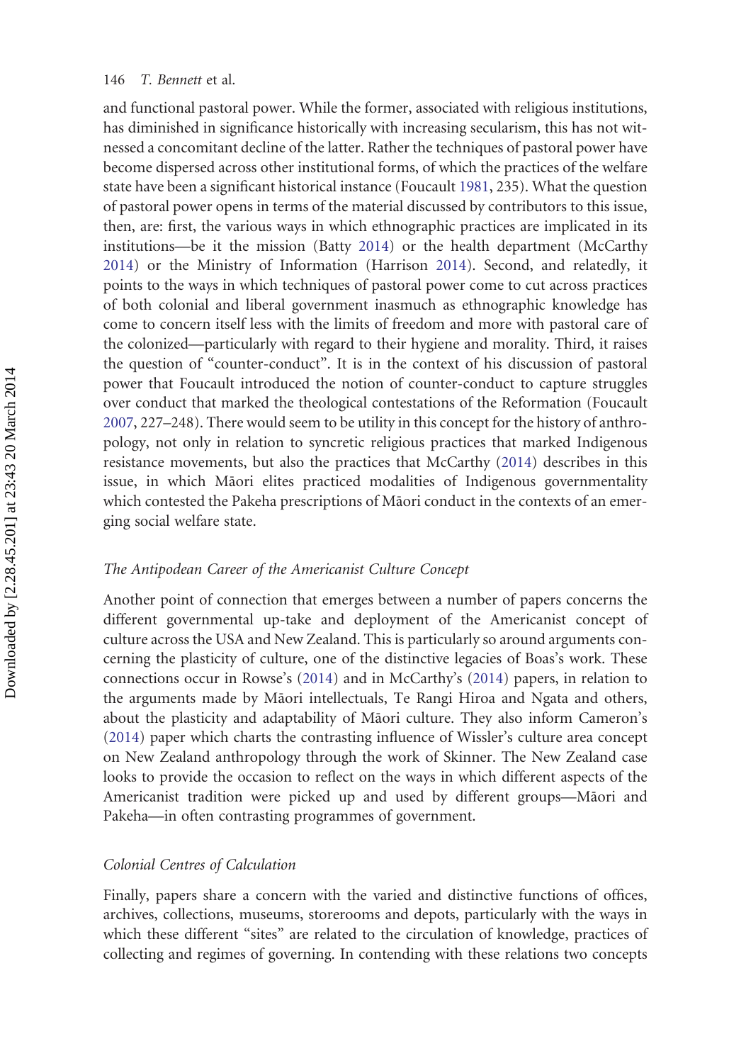and functional pastoral power. While the former, associated with religious institutions, has diminished in significance historically with increasing secularism, this has not witnessed a concomitant decline of the latter. Rather the techniques of pastoral power have become dispersed across other institutional forms, of which the practices of the welfare state have been a significant historical instance (Foucault 1981, 235). What the question of pastoral power opens in terms of the material discussed by contributors to this issue, then, are: first, the various ways in which ethnographic practices are implicated in its institutions—be it the mission (Batty 2014) or the health department (McCarthy 2014) or the Ministry of Information (Harrison 2014). Second, and relatedly, it points to the ways in which techniques of pastoral power come to cut across practices of both colonial and liberal government inasmuch as ethnographic knowledge has come to concern itself less with the limits of freedom and more with pastoral care of the colonized—particularly with regard to their hygiene and morality. Third, it raises the question of "counter-conduct". It is in the context of his discussion of pastoral power that Foucault introduced the notion of counter-conduct to capture struggles over conduct that marked the theological contestations of the Reformation (Foucault 2007, 227–248). There would seem to be utility in this concept for the history of anthropology, not only in relation to syncretic religious practices that marked Indigenous resistance movements, but also the practices that McCarthy (2014) describes in this issue, in which Māori elites practiced modalities of Indigenous governmentality which contested the Pakeha prescriptions of Māori conduct in the contexts of an emerging social welfare state.

### *The Antipodean Career of the Americanist Culture Concept*

Another point of connection that emerges between a number of papers concerns the different governmental up-take and deployment of the Americanist concept of culture across the USA and New Zealand. This is particularly so around arguments concerning the plasticity of culture, one of the distinctive legacies of Boas's work. These connections occur in Rowse's (2014) and in McCarthy's (2014) papers, in relation to the arguments made by Māori intellectuals, Te Rangi Hiroa and Ngata and others, about the plasticity and adaptability of Māori culture. They also inform Cameron's (2014) paper which charts the contrasting influence of Wissler's culture area concept on New Zealand anthropology through the work of Skinner. The New Zealand case looks to provide the occasion to reflect on the ways in which different aspects of the Americanist tradition were picked up and used by different groups—Māori and Pakeha—in often contrasting programmes of government.

### *Colonial Centres of Calculation*

Finally, papers share a concern with the varied and distinctive functions of offices, archives, collections, museums, storerooms and depots, particularly with the ways in which these different "sites" are related to the circulation of knowledge, practices of collecting and regimes of governing. In contending with these relations two concepts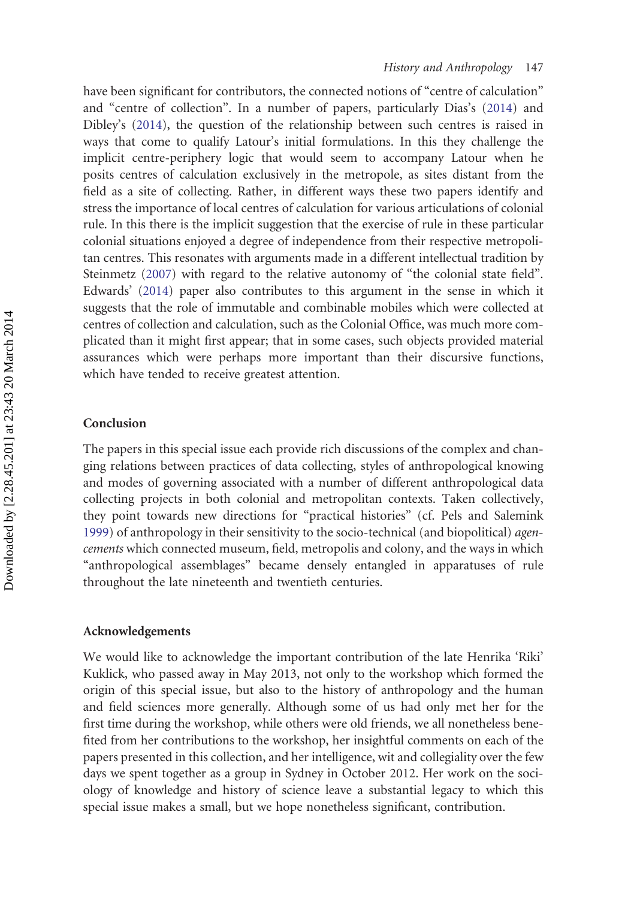have been significant for contributors, the connected notions of "centre of calculation" and "centre of collection". In a number of papers, particularly Dias's (2014) and Dibley's (2014), the question of the relationship between such centres is raised in ways that come to qualify Latour's initial formulations. In this they challenge the implicit centre-periphery logic that would seem to accompany Latour when he posits centres of calculation exclusively in the metropole, as sites distant from the field as a site of collecting. Rather, in different ways these two papers identify and stress the importance of local centres of calculation for various articulations of colonial rule. In this there is the implicit suggestion that the exercise of rule in these particular colonial situations enjoyed a degree of independence from their respective metropolitan centres. This resonates with arguments made in a different intellectual tradition by Steinmetz (2007) with regard to the relative autonomy of "the colonial state field". Edwards' (2014) paper also contributes to this argument in the sense in which it suggests that the role of immutable and combinable mobiles which were collected at centres of collection and calculation, such as the Colonial Office, was much more complicated than it might first appear; that in some cases, such objects provided material assurances which were perhaps more important than their discursive functions, which have tended to receive greatest attention.

## Conclusion

The papers in this special issue each provide rich discussions of the complex and changing relations between practices of data collecting, styles of anthropological knowing and modes of governing associated with a number of different anthropological data collecting projects in both colonial and metropolitan contexts. Taken collectively, they point towards new directions for "practical histories" (cf. Pels and Salemink 1999) of anthropology in their sensitivity to the socio-technical (and biopolitical) *agencements* which connected museum, field, metropolis and colony, and the ways in which "anthropological assemblages" became densely entangled in apparatuses of rule throughout the late nineteenth and twentieth centuries.

## Acknowledgements

We would like to acknowledge the important contribution of the late Henrika 'Riki' Kuklick, who passed away in May 2013, not only to the workshop which formed the origin of this special issue, but also to the history of anthropology and the human and field sciences more generally. Although some of us had only met her for the first time during the workshop, while others were old friends, we all nonetheless benefited from her contributions to the workshop, her insightful comments on each of the papers presented in this collection, and her intelligence, wit and collegiality over the few days we spent together as a group in Sydney in October 2012. Her work on the sociology of knowledge and history of science leave a substantial legacy to which this special issue makes a small, but we hope nonetheless significant, contribution.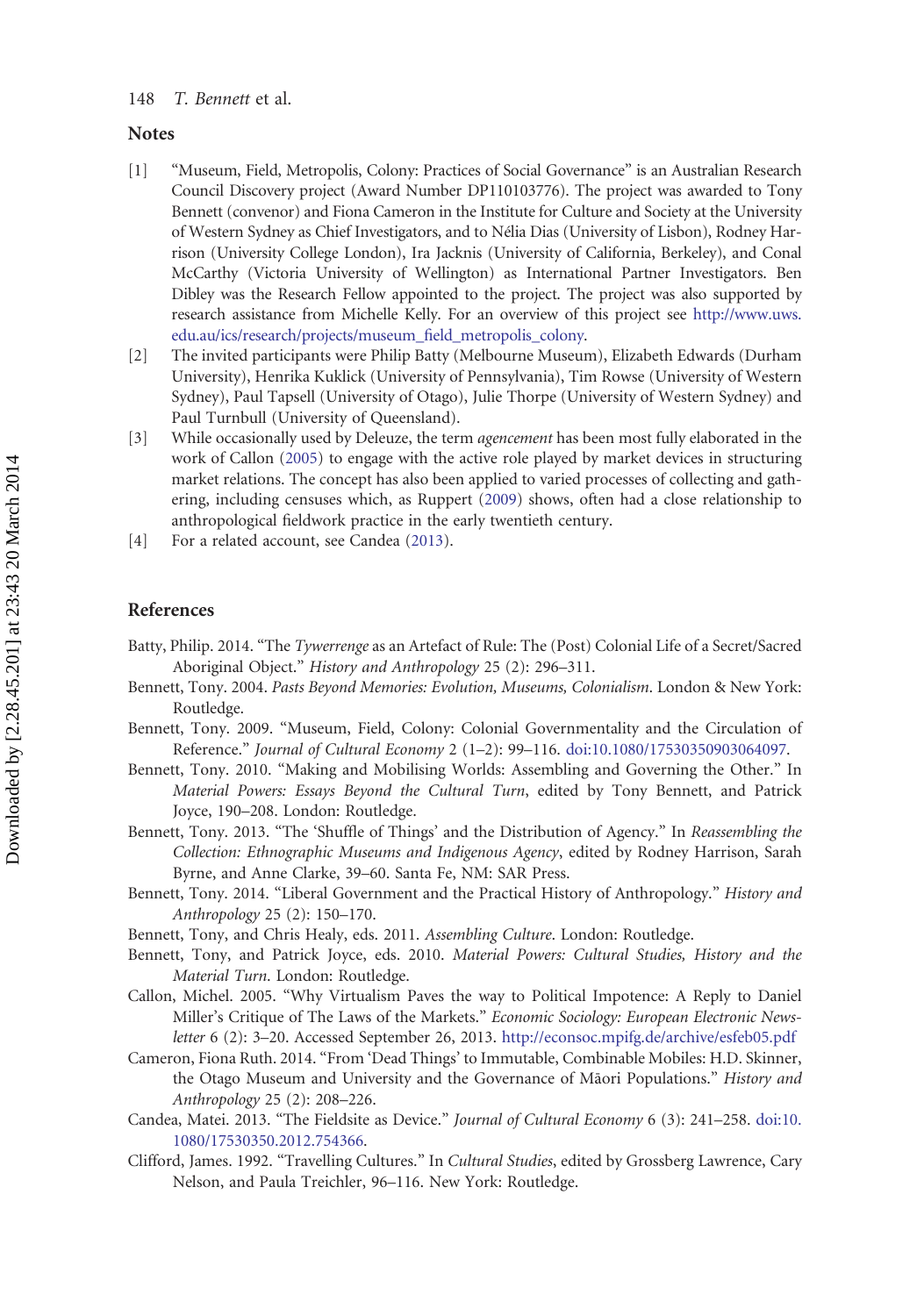## Notes

[1] "Museum, Field, Metropolis, Colony: Practices of Social Governance" is an Australian Research Council Discovery project (Award Number DP110103776). The project was awarded to Tony Bennett (convenor) and Fiona Cameron in the Institute for Culture and Society at the University of Western Sydney as Chief Investigators, and to Nélia Dias (University of Lisbon), Rodney Harrison (University College London), Ira Jacknis (University of California, Berkeley), and Conal McCarthy (Victoria University of Wellington) as International Partner Investigators. Ben Dibley was the Research Fellow appointed to the project. The project was also supported by research assistance from Michelle Kelly. For an overview of this project see http://www.uws.edu.au/ics/research/projects/museum_field_metropolis_colony.

[2] The invited participants were Philip Batty (Melbourne Museum), Elizabeth Edwards (Durham University), Henrika Kuklick (University of Pennsylvania), Tim Rowse (University of Western Sydney), Paul Tapsell (University of Otago), Julie Thorpe (University of Western Sydney) and Paul Turnbull (University of Queensland).

[3] While occasionally used by Deleuze, the term *agencement* has been most fully elaborated in the work of Callon (2005) to engage with the active role played by market devices in structuring market relations. The concept has also been applied to varied processes of collecting and gathering, including censuses which, as Ruppert (2009) shows, often had a close relationship to anthropological fieldwork practice in the early twentieth century.

[4] For a related account, see Candea (2013).

## References

Batty, Philip. 2014. "The *Tywerrenge* as an Artefact of Rule: The (Post) Colonial Life of a Secret/Sacred Aboriginal Object." *History and Anthropology* 25 (2): 296–311.

Bennett, Tony. 2004. *Pasts Beyond Memories: Evolution, Museums, Colonialism*. London & New York: Routledge.

Bennett, Tony. 2009. "Museum, Field, Colony: Colonial Governmentality and the Circulation of Reference." *Journal of Cultural Economy* 2 (1–2): 99–116. doi:10.1080/17530350903064097.

Bennett, Tony. 2010. "Making and Mobilising Worlds: Assembling and Governing the Other." In *Material Powers: Essays Beyond the Cultural Turn*, edited by Tony Bennett, and Patrick Joyce, 190–208. London: Routledge.

Bennett, Tony. 2013. "The 'Shuffle of Things' and the Distribution of Agency." In *Reassembling the Collection: Ethnographic Museums and Indigenous Agency*, edited by Rodney Harrison, Sarah Byrne, and Anne Clarke, 39–60. Santa Fe, NM: SAR Press.

Bennett, Tony. 2014. "Liberal Government and the Practical History of Anthropology." *History and Anthropology* 25 (2): 150–170.

Bennett, Tony, and Chris Healy, eds. 2011. *Assembling Culture*. London: Routledge.

Bennett, Tony, and Patrick Joyce, eds. 2010. *Material Powers: Cultural Studies, History and the Material Turn*. London: Routledge.

Callon, Michel. 2005. "Why Virtualism Paves the way to Political Impotence: A Reply to Daniel Miller's Critique of The Laws of the Markets." *Economic Sociology: European Electronic Newsletter* 6 (2): 3–20. Accessed September 26, 2013. http://econsoc.mpifg.de/archive/esfeb05.pdf

Cameron, Fiona Ruth. 2014. "From 'Dead Things' to Immutable, Combinable Mobiles: H.D. Skinner, the Otago Museum and University and the Governance of Māori Populations." *History and Anthropology* 25 (2): 208–226.

Candea, Matei. 2013. "The Fieldsite as Device." *Journal of Cultural Economy* 6 (3): 241–258. doi:10.1080/17530350.2012.754366.

Clifford, James. 1992. "Travelling Cultures." In *Cultural Studies*, edited by Grossberg Lawrence, Cary Nelson, and Paula Treichler, 96–116. New York: Routledge.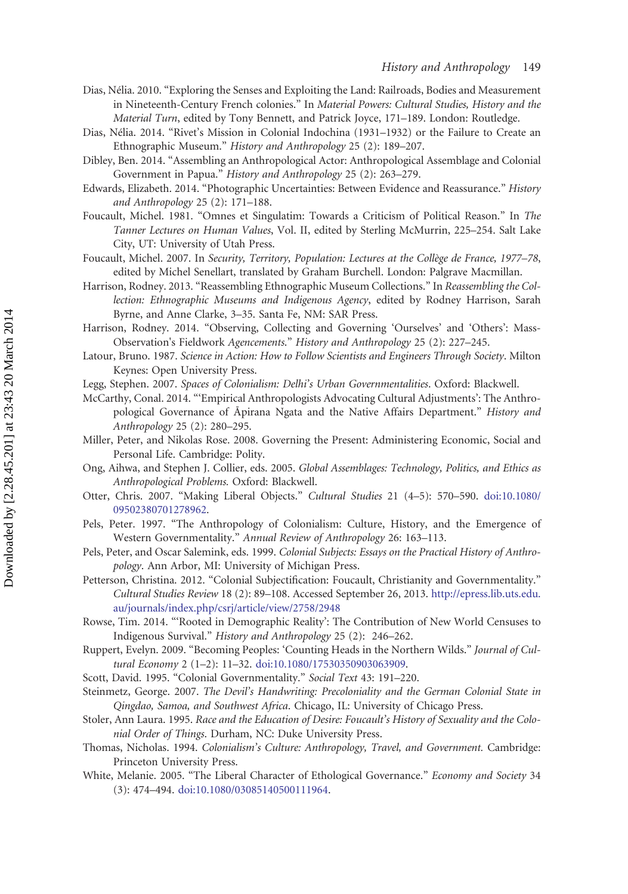Dias, Nélia. 2010. "Exploring the Senses and Exploiting the Land: Railroads, Bodies and Measurement in Nineteenth-Century French colonies." In *Material Powers: Cultural Studies, History and the Material Turn*, edited by Tony Bennett, and Patrick Joyce, 171–189. London: Routledge.

Dias, Nélia. 2014. "Rivet's Mission in Colonial Indochina (1931–1932) or the Failure to Create an Ethnographic Museum." *History and Anthropology* 25 (2): 189–207.

Dibley, Ben. 2014. "Assembling an Anthropological Actor: Anthropological Assemblage and Colonial Government in Papua." *History and Anthropology* 25 (2): 263–279.

Edwards, Elizabeth. 2014. "Photographic Uncertainties: Between Evidence and Reassurance." *History and Anthropology* 25 (2): 171–188.

Foucault, Michel. 1981. "Omnes et Singulatim: Towards a Criticism of Political Reason." In *The Tanner Lectures on Human Values*, Vol. II, edited by Sterling McMurrin, 225–254. Salt Lake City, UT: University of Utah Press.

Foucault, Michel. 2007. In *Security, Territory, Population: Lectures at the Collège de France, 1977–78*, edited by Michel Senellart, translated by Graham Burchell. London: Palgrave Macmillan.

Harrison, Rodney. 2013. "Reassembling Ethnographic Museum Collections." In *Reassembling the Collection: Ethnographic Museums and Indigenous Agency*, edited by Rodney Harrison, Sarah Byrne, and Anne Clarke, 3–35. Santa Fe, NM: SAR Press.

Harrison, Rodney. 2014. "Observing, Collecting and Governing 'Ourselves' and 'Others': Mass-Observation's Fieldwork *Agencements*." *History and Anthropology* 25 (2): 227–245.

Latour, Bruno. 1987. *Science in Action: How to Follow Scientists and Engineers Through Society*. Milton Keynes: Open University Press.

Legg, Stephen. 2007. *Spaces of Colonialism: Delhi's Urban Governmentalities*. Oxford: Blackwell.

McCarthy, Conal. 2014. "'Empirical Anthropologists Advocating Cultural Adjustments': The Anthropological Governance of Āpirana Ngata and the Native Affairs Department." *History and Anthropology* 25 (2): 280–295.

Miller, Peter, and Nikolas Rose. 2008. Governing the Present: Administering Economic, Social and Personal Life. Cambridge: Polity.

Ong, Aihwa, and Stephen J. Collier, eds. 2005. *Global Assemblages: Technology, Politics, and Ethics as Anthropological Problems.* Oxford: Blackwell.

Otter, Chris. 2007. "Making Liberal Objects." *Cultural Studies* 21 (4–5): 570–590. doi:10.1080/09502380701278962.

Pels, Peter. 1997. "The Anthropology of Colonialism: Culture, History, and the Emergence of Western Governmentality." *Annual Review of Anthropology* 26: 163–113.

Pels, Peter, and Oscar Salemink, eds. 1999. *Colonial Subjects: Essays on the Practical History of Anthropology*. Ann Arbor, MI: University of Michigan Press.

Petterson, Christina. 2012. "Colonial Subjectification: Foucault, Christianity and Governmentality." *Cultural Studies Review* 18 (2): 89–108. Accessed September 26, 2013. http://epress.lib.uts.edu.au/journals/index.php/csrj/article/view/2758/2948

Rowse, Tim. 2014. "'Rooted in Demographic Reality': The Contribution of New World Censuses to Indigenous Survival." *History and Anthropology* 25 (2): 246–262.

Ruppert, Evelyn. 2009. "Becoming Peoples: 'Counting Heads in the Northern Wilds." *Journal of Cultural Economy* 2 (1–2): 11–32. doi:10.1080/17530350903063909.

Scott, David. 1995. "Colonial Governmentality." *Social Text* 43: 191–220.

Steinmetz, George. 2007. *The Devil's Handwriting: Precoloniality and the German Colonial State in Qingdao, Samoa, and Southwest Africa*. Chicago, IL: University of Chicago Press.

Stoler, Ann Laura. 1995. *Race and the Education of Desire: Foucault's History of Sexuality and the Colonial Order of Things*. Durham, NC: Duke University Press.

Thomas, Nicholas. 1994. *Colonialism's Culture: Anthropology, Travel, and Government.* Cambridge: Princeton University Press.

White, Melanie. 2005. "The Liberal Character of Ethological Governance." *Economy and Society* 34 (3): 474–494. doi:10.1080/03085140500111964.